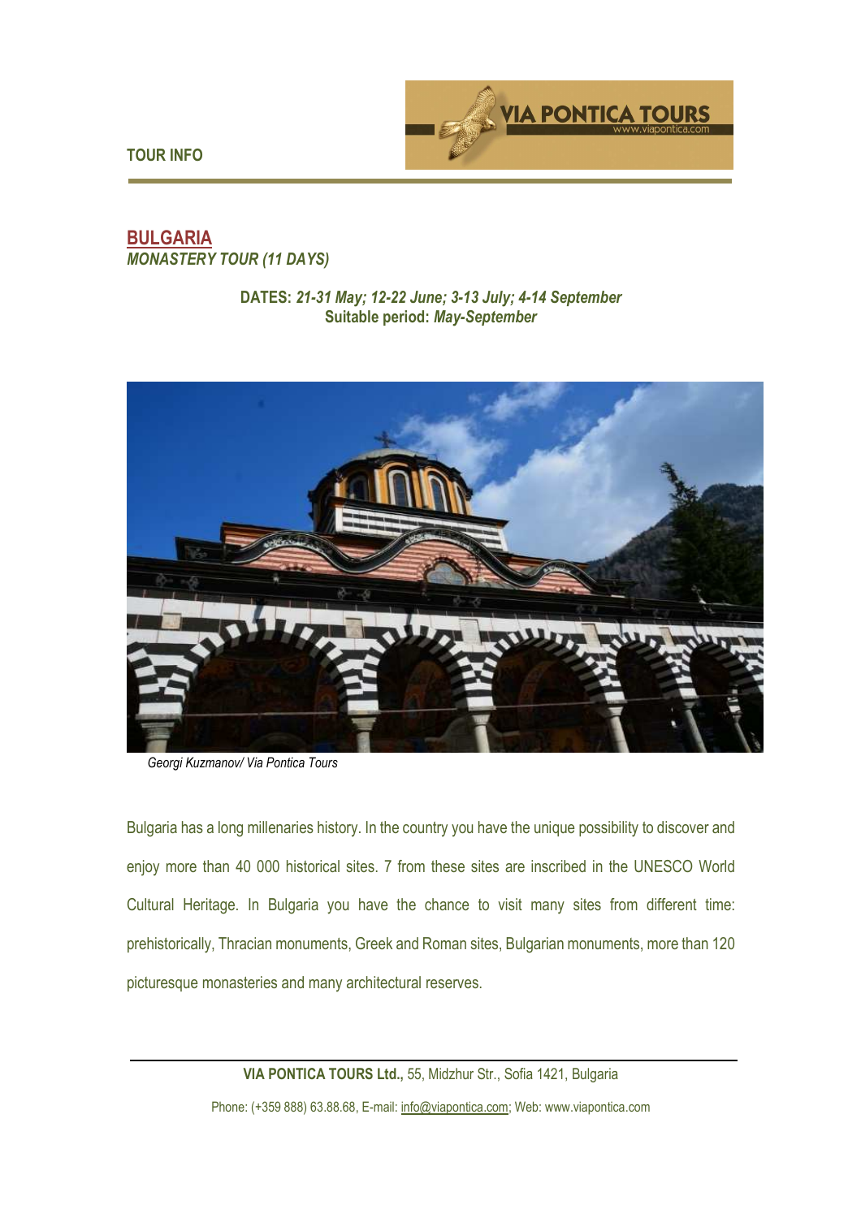TOUR INFO

# BULGARIA

*MONASTERY TOUR (11 DAYS)*

**DATES:** ***21-31 May; 12-22 June; 3-13 July; 4-14 September***
**Suitable period:** ***May-September***

*Georgi Kuzmanov/ Via Pontica Tours*

Bulgaria has a long millenaries history. In the country you have the unique possibility to discover and enjoy more than 40 000 historical sites. 7 from these sites are inscribed in the UNESCO World Cultural Heritage. In Bulgaria you have the chance to visit many sites from different time: prehistorically, Thracian monuments, Greek and Roman sites, Bulgarian monuments, more than 120 picturesque monasteries and many architectural reserves.

**VIA PONTICA TOURS Ltd.,** 55, Midzhur Str., Sofia 1421, Bulgaria

Phone: (+359 888) 63.88.68, E-mail: info@viapontica.com; Web: www.viapontica.com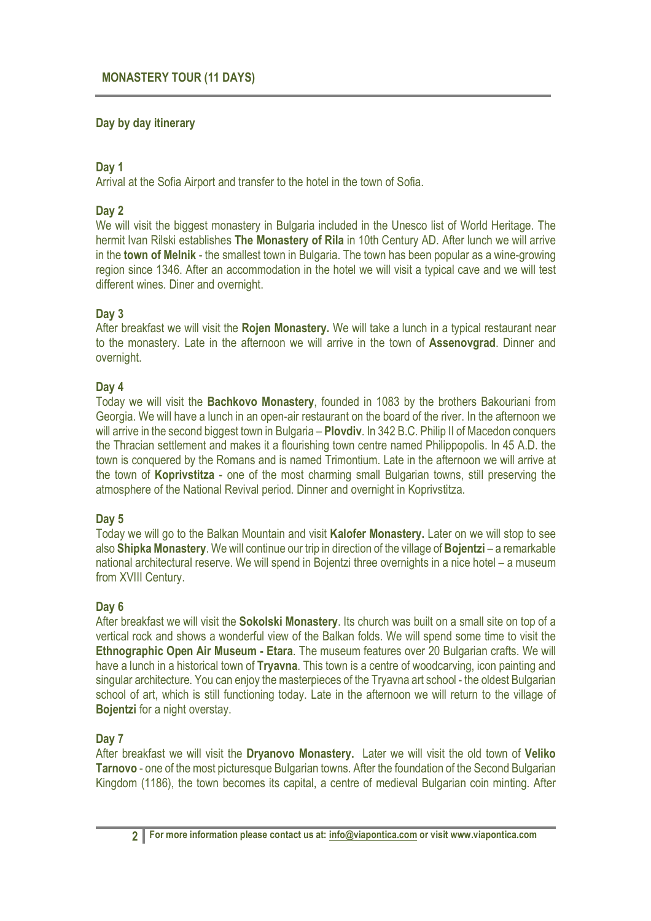## MONASTERY TOUR (11 DAYS)

### Day by day itinerary

**Day 1**
Arrival at the Sofia Airport and transfer to the hotel in the town of Sofia.

**Day 2**
We will visit the biggest monastery in Bulgaria included in the Unesco list of World Heritage. The hermit Ivan Rilski establishes **The Monastery of Rila** in 10th Century AD. After lunch we will arrive in the **town of Melnik** - the smallest town in Bulgaria. The town has been popular as a wine-growing region since 1346. After an accommodation in the hotel we will visit a typical cave and we will test different wines. Diner and overnight.

**Day 3**
After breakfast we will visit the **Rojen Monastery.** We will take a lunch in a typical restaurant near to the monastery. Late in the afternoon we will arrive in the town of **Assenovgrad**. Dinner and overnight.

**Day 4**
Today we will visit the **Bachkovo Monastery**, founded in 1083 by the brothers Bakouriani from Georgia. We will have a lunch in an open-air restaurant on the board of the river. In the afternoon we will arrive in the second biggest town in Bulgaria – **Plovdiv**. In 342 B.C. Philip II of Macedon conquers the Thracian settlement and makes it a flourishing town centre named Philippopolis. In 45 A.D. the town is conquered by the Romans and is named Trimontium. Late in the afternoon we will arrive at the town of **Koprivstitza** - one of the most charming small Bulgarian towns, still preserving the atmosphere of the National Revival period. Dinner and overnight in Koprivstitza.

**Day 5**
Today we will go to the Balkan Mountain and visit **Kalofer Monastery.** Later on we will stop to see also **Shipka Monastery**. We will continue our trip in direction of the village of **Bojentzi** – a remarkable national architectural reserve. We will spend in Bojentzi three overnights in a nice hotel – a museum from XVIII Century.

**Day 6**
After breakfast we will visit the **Sokolski Monastery**. Its church was built on a small site on top of a vertical rock and shows a wonderful view of the Balkan folds. We will spend some time to visit the **Ethnographic Open Air Museum - Etara**. The museum features over 20 Bulgarian crafts. We will have a lunch in a historical town of **Tryavna**. This town is a centre of woodcarving, icon painting and singular architecture. You can enjoy the masterpieces of the Tryavna art school - the oldest Bulgarian school of art, which is still functioning today. Late in the afternoon we will return to the village of **Bojentzi** for a night overstay.

**Day 7**
After breakfast we will visit the **Dryanovo Monastery.** Later we will visit the old town of **Veliko Tarnovo** - one of the most picturesque Bulgarian towns. After the foundation of the Second Bulgarian Kingdom (1186), the town becomes its capital, a centre of medieval Bulgarian coin minting. After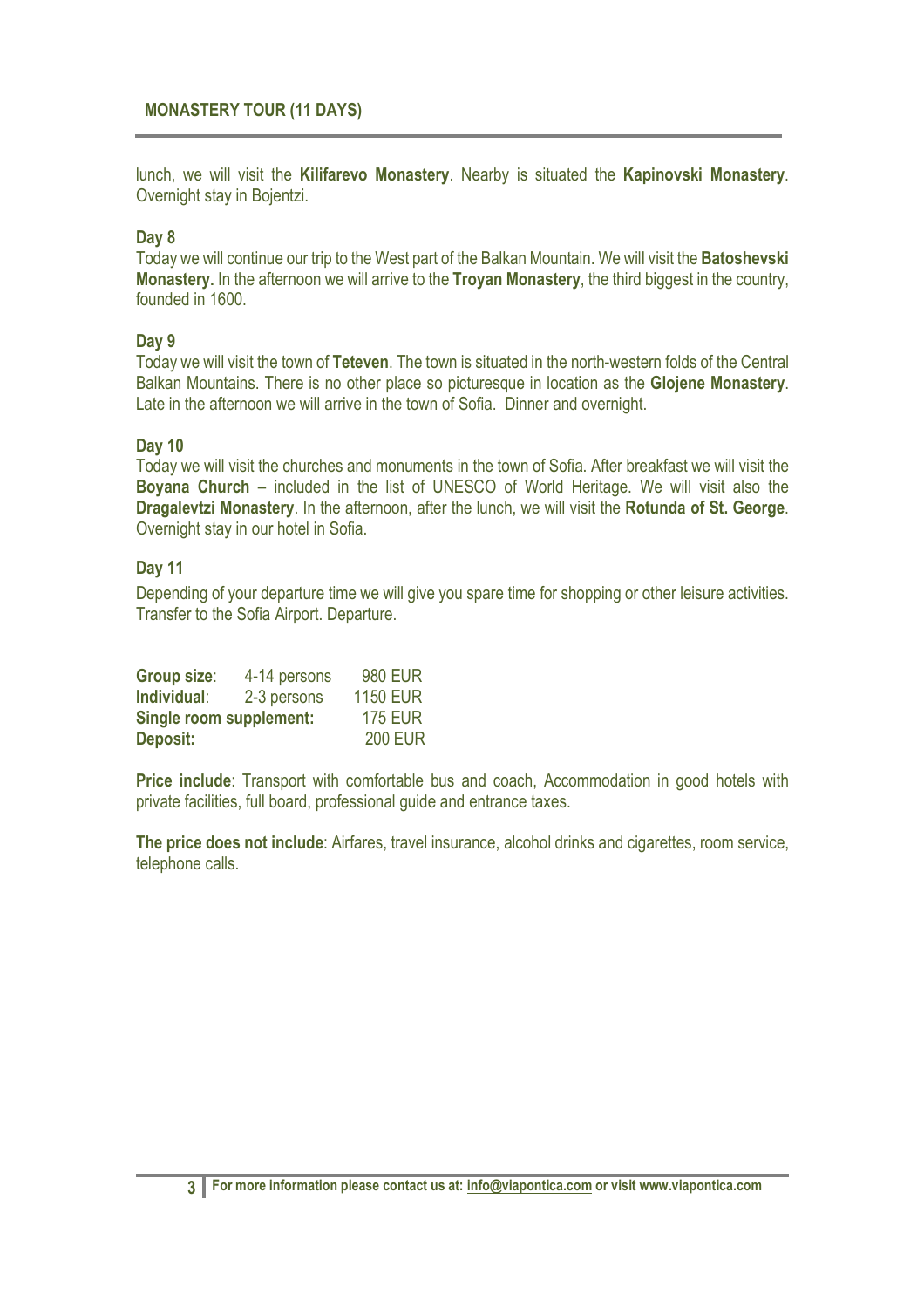lunch, we will visit the **Kilifarevo Monastery**. Nearby is situated the **Kapinovski Monastery**. Overnight stay in Bojentzi.

**Day 8**

Today we will continue our trip to the West part of the Balkan Mountain. We will visit the **Batoshevski Monastery.** In the afternoon we will arrive to the **Troyan Monastery**, the third biggest in the country, founded in 1600.

**Day 9**

Today we will visit the town of **Teteven**. The town is situated in the north-western folds of the Central Balkan Mountains. There is no other place so picturesque in location as the **Glojene Monastery**. Late in the afternoon we will arrive in the town of Sofia. Dinner and overnight.

**Day 10**

Today we will visit the churches and monuments in the town of Sofia. After breakfast we will visit the **Boyana Church** – included in the list of UNESCO of World Heritage. We will visit also the **Dragalevtzi Monastery**. In the afternoon, after the lunch, we will visit the **Rotunda of St. George**. Overnight stay in our hotel in Sofia.

**Day 11**

Depending of your departure time we will give you spare time for shopping or other leisure activities. Transfer to the Sofia Airport. Departure.

| | | |
|---|---|---|
| **Group size**: | 4-14 persons | 980 EUR |
| **Individual**: | 2-3 persons | 1150 EUR |
| **Single room supplement:** | | 175 EUR |
| **Deposit:** | | 200 EUR |

**Price include**: Transport with comfortable bus and coach, Accommodation in good hotels with private facilities, full board, professional guide and entrance taxes.

**The price does not include**: Airfares, travel insurance, alcohol drinks and cigarettes, room service, telephone calls.

**For more information please contact us at: info@viapontica.com or visit www.viapontica.com**